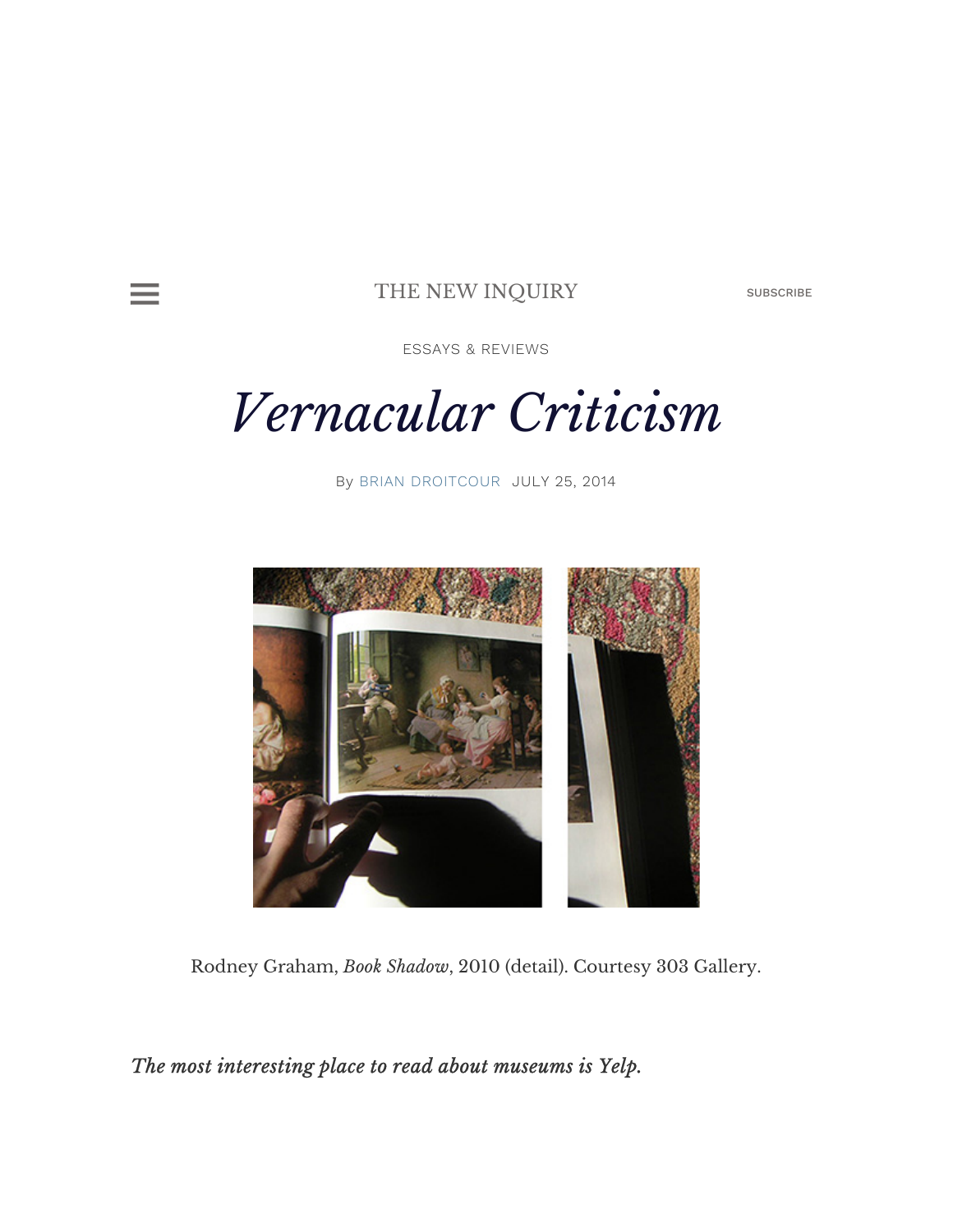THE NEW INQUIRY

ESSAYS & REVIEWS

# *Vernacular Criticism*

By BRIAN DROITCOUR JULY 25, 2014

Rodney Graham, *Book Shadow*, 2010 (detail). Courtesy 303 Gallery.

***The most interesting place to read about museums is Yelp.***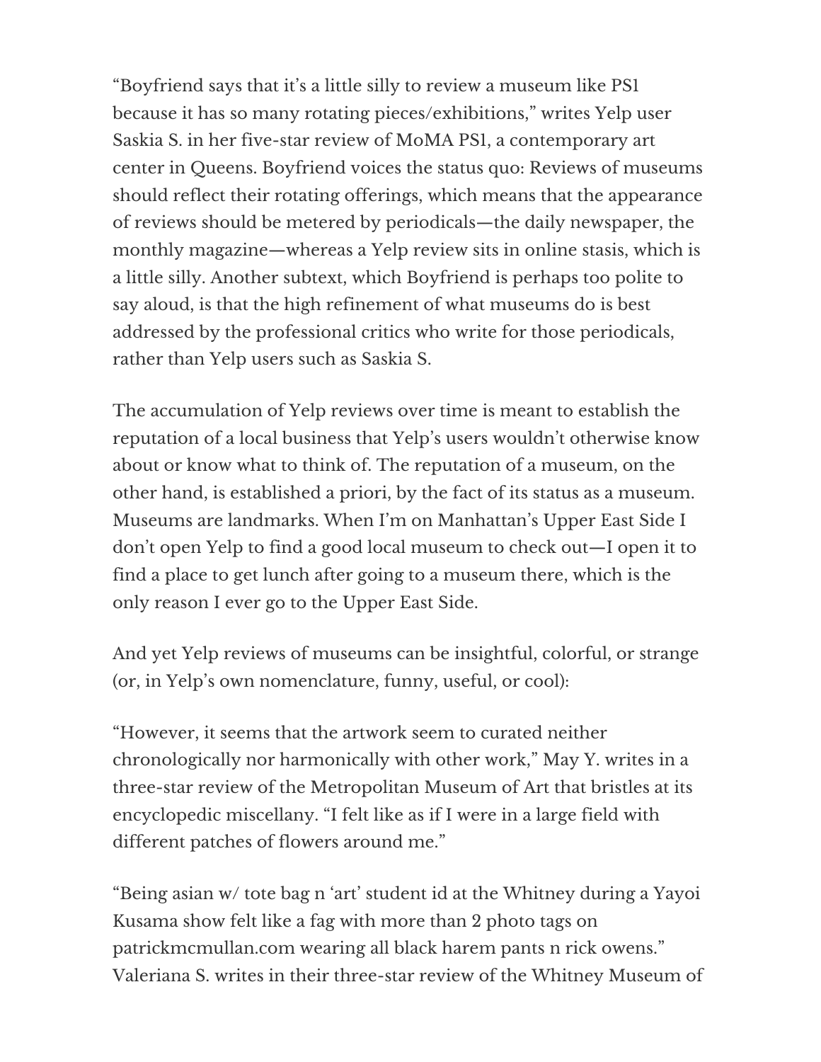"Boyfriend says that it's a little silly to review a museum like PS1 because it has so many rotating pieces/exhibitions," writes Yelp user Saskia S. in her five-star review of MoMA PS1, a contemporary art center in Queens. Boyfriend voices the status quo: Reviews of museums should reflect their rotating offerings, which means that the appearance of reviews should be metered by periodicals—the daily newspaper, the monthly magazine—whereas a Yelp review sits in online stasis, which is a little silly. Another subtext, which Boyfriend is perhaps too polite to say aloud, is that the high refinement of what museums do is best addressed by the professional critics who write for those periodicals, rather than Yelp users such as Saskia S.

The accumulation of Yelp reviews over time is meant to establish the reputation of a local business that Yelp's users wouldn't otherwise know about or know what to think of. The reputation of a museum, on the other hand, is established a priori, by the fact of its status as a museum. Museums are landmarks. When I'm on Manhattan's Upper East Side I don't open Yelp to find a good local museum to check out—I open it to find a place to get lunch after going to a museum there, which is the only reason I ever go to the Upper East Side.

And yet Yelp reviews of museums can be insightful, colorful, or strange (or, in Yelp's own nomenclature, funny, useful, or cool):

"However, it seems that the artwork seem to curated neither chronologically nor harmonically with other work," May Y. writes in a three-star review of the Metropolitan Museum of Art that bristles at its encyclopedic miscellany. "I felt like as if I were in a large field with different patches of flowers around me."

"Being asian w/ tote bag n 'art' student id at the Whitney during a Yayoi Kusama show felt like a fag with more than 2 photo tags on patrickmcmullan.com wearing all black harem pants n rick owens." Valeriana S. writes in their three-star review of the Whitney Museum of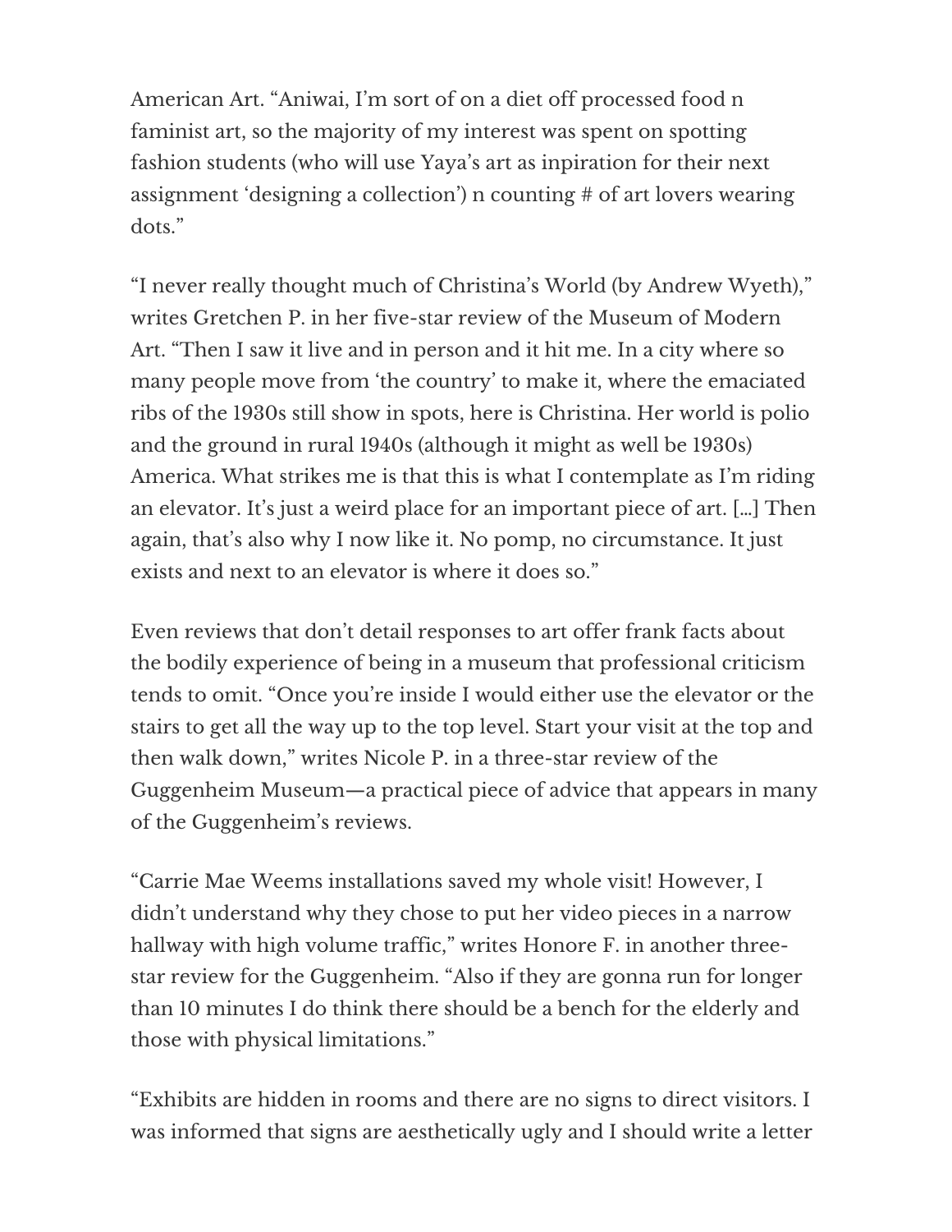American Art. “Aniwai, I’m sort of on a diet off processed food n faminist art, so the majority of my interest was spent on spotting fashion students (who will use Yaya’s art as inpiration for their next assignment ‘designing a collection’) n counting # of art lovers wearing dots.”

“I never really thought much of Christina’s World (by Andrew Wyeth),” writes Gretchen P. in her five-star review of the Museum of Modern Art. “Then I saw it live and in person and it hit me. In a city where so many people move from ‘the country’ to make it, where the emaciated ribs of the 1930s still show in spots, here is Christina. Her world is polio and the ground in rural 1940s (although it might as well be 1930s) America. What strikes me is that this is what I contemplate as I’m riding an elevator. It’s just a weird place for an important piece of art. […] Then again, that’s also why I now like it. No pomp, no circumstance. It just exists and next to an elevator is where it does so.”

Even reviews that don’t detail responses to art offer frank facts about the bodily experience of being in a museum that professional criticism tends to omit. “Once you’re inside I would either use the elevator or the stairs to get all the way up to the top level. Start your visit at the top and then walk down,” writes Nicole P. in a three-star review of the Guggenheim Museum—a practical piece of advice that appears in many of the Guggenheim’s reviews.

“Carrie Mae Weems installations saved my whole visit! However, I didn’t understand why they chose to put her video pieces in a narrow hallway with high volume traffic,” writes Honore F. in another three-star review for the Guggenheim. “Also if they are gonna run for longer than 10 minutes I do think there should be a bench for the elderly and those with physical limitations.”

“Exhibits are hidden in rooms and there are no signs to direct visitors. I was informed that signs are aesthetically ugly and I should write a letter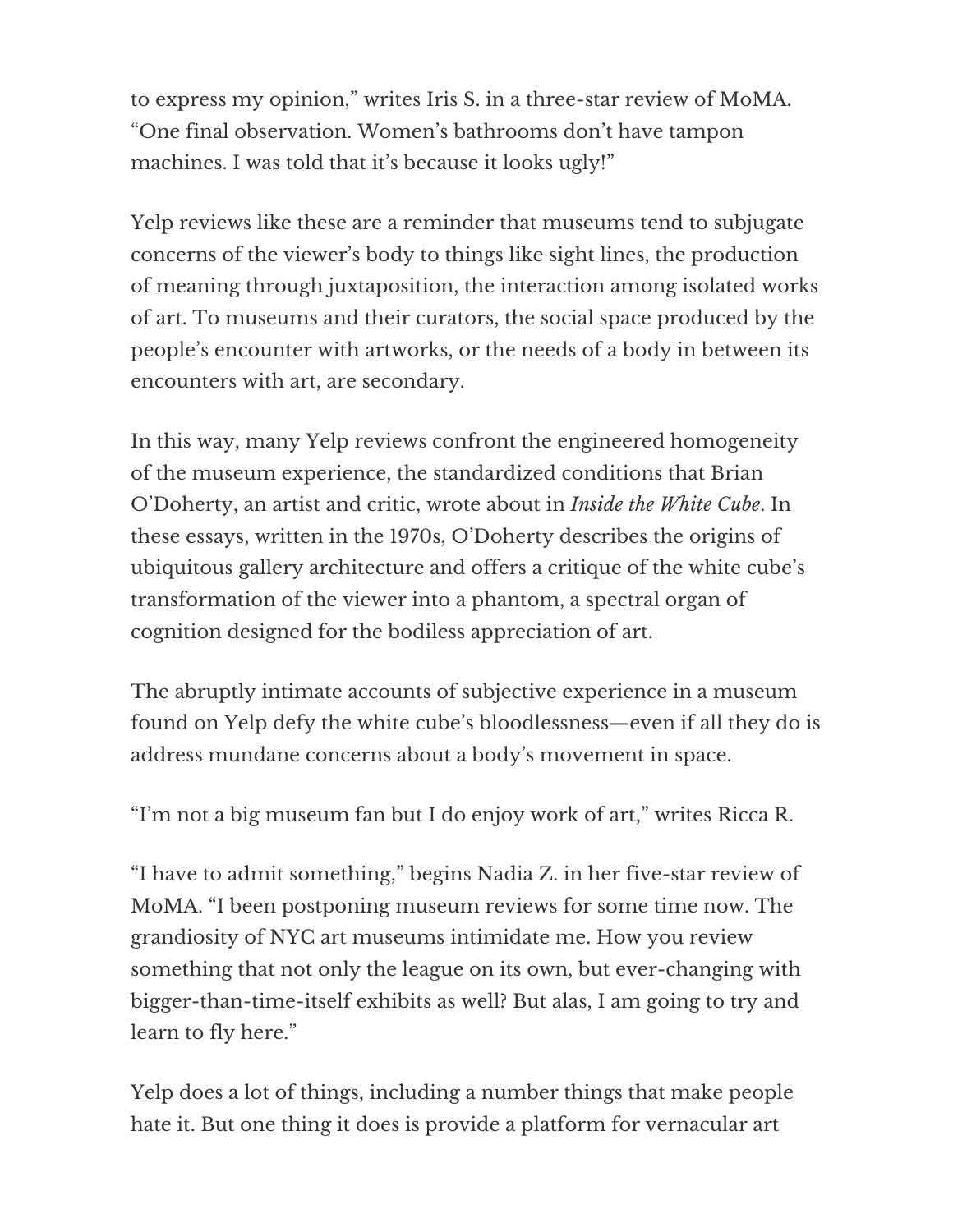to express my opinion," writes Iris S. in a three-star review of MoMA. "One final observation. Women's bathrooms don't have tampon machines. I was told that it's because it looks ugly!"

Yelp reviews like these are a reminder that museums tend to subjugate concerns of the viewer's body to things like sight lines, the production of meaning through juxtaposition, the interaction among isolated works of art. To museums and their curators, the social space produced by the people's encounter with artworks, or the needs of a body in between its encounters with art, are secondary.

In this way, many Yelp reviews confront the engineered homogeneity of the museum experience, the standardized conditions that Brian O'Doherty, an artist and critic, wrote about in *Inside the White Cube*. In these essays, written in the 1970s, O'Doherty describes the origins of ubiquitous gallery architecture and offers a critique of the white cube's transformation of the viewer into a phantom, a spectral organ of cognition designed for the bodiless appreciation of art.

The abruptly intimate accounts of subjective experience in a museum found on Yelp defy the white cube's bloodlessness—even if all they do is address mundane concerns about a body's movement in space.

"I'm not a big museum fan but I do enjoy work of art," writes Ricca R.

"I have to admit something," begins Nadia Z. in her five-star review of MoMA. "I been postponing museum reviews for some time now. The grandiosity of NYC art museums intimidate me. How you review something that not only the league on its own, but ever-changing with bigger-than-time-itself exhibits as well? But alas, I am going to try and learn to fly here."

Yelp does a lot of things, including a number things that make people hate it. But one thing it does is provide a platform for vernacular art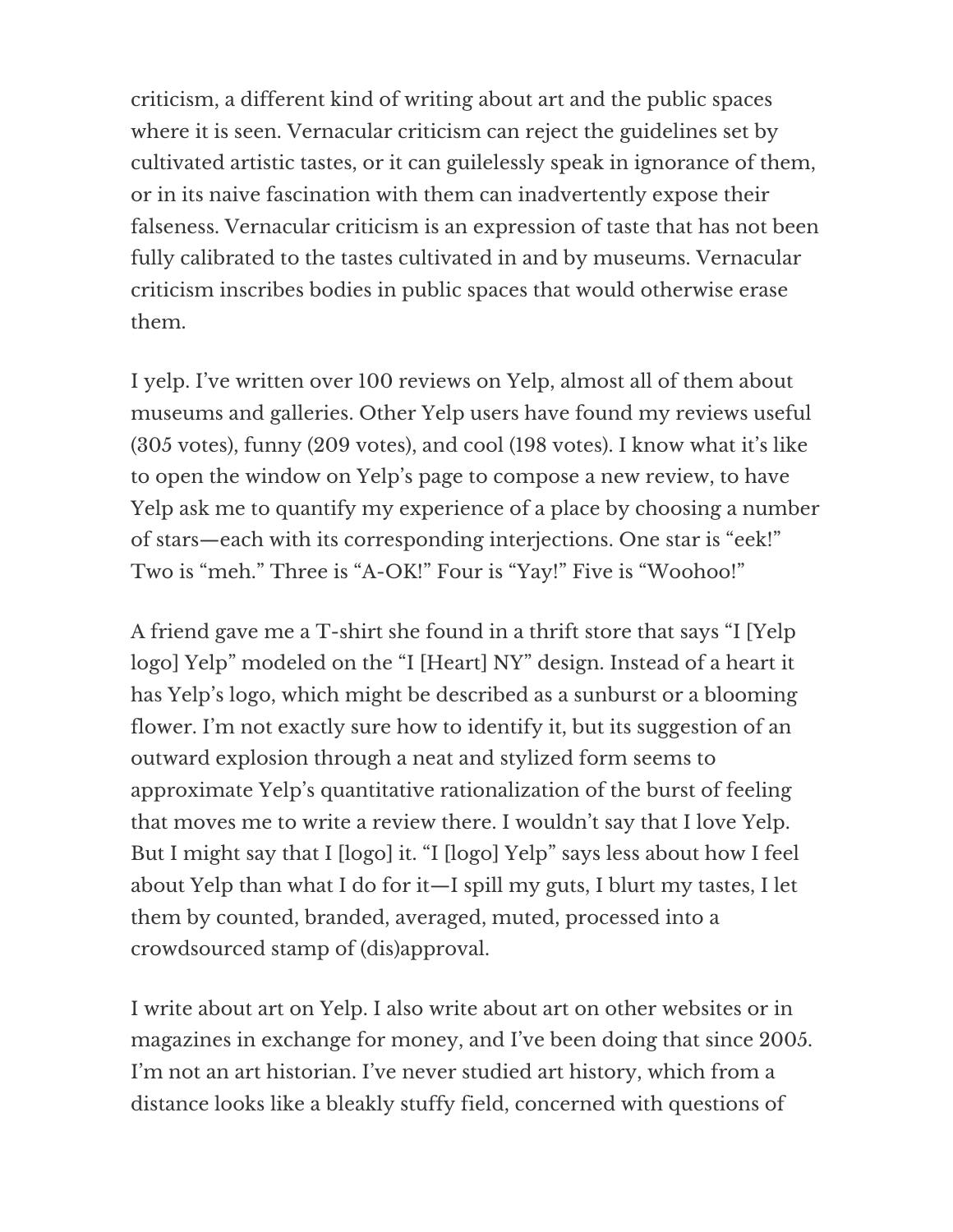criticism, a different kind of writing about art and the public spaces where it is seen. Vernacular criticism can reject the guidelines set by cultivated artistic tastes, or it can guilelessly speak in ignorance of them, or in its naive fascination with them can inadvertently expose their falseness. Vernacular criticism is an expression of taste that has not been fully calibrated to the tastes cultivated in and by museums. Vernacular criticism inscribes bodies in public spaces that would otherwise erase them.

I yelp. I've written over 100 reviews on Yelp, almost all of them about museums and galleries. Other Yelp users have found my reviews useful (305 votes), funny (209 votes), and cool (198 votes). I know what it's like to open the window on Yelp's page to compose a new review, to have Yelp ask me to quantify my experience of a place by choosing a number of stars—each with its corresponding interjections. One star is "eek!" Two is "meh." Three is "A-OK!" Four is "Yay!" Five is "Woohoo!"

A friend gave me a T-shirt she found in a thrift store that says "I [Yelp logo] Yelp" modeled on the "I [Heart] NY" design. Instead of a heart it has Yelp's logo, which might be described as a sunburst or a blooming flower. I'm not exactly sure how to identify it, but its suggestion of an outward explosion through a neat and stylized form seems to approximate Yelp's quantitative rationalization of the burst of feeling that moves me to write a review there. I wouldn't say that I love Yelp. But I might say that I [logo] it. "I [logo] Yelp" says less about how I feel about Yelp than what I do for it—I spill my guts, I blurt my tastes, I let them by counted, branded, averaged, muted, processed into a crowdsourced stamp of (dis)approval.

I write about art on Yelp. I also write about art on other websites or in magazines in exchange for money, and I've been doing that since 2005. I'm not an art historian. I've never studied art history, which from a distance looks like a bleakly stuffy field, concerned with questions of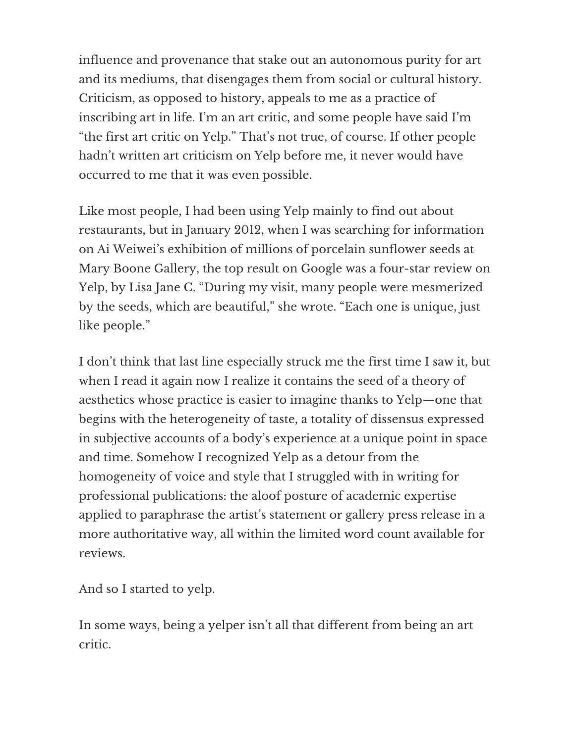influence and provenance that stake out an autonomous purity for art and its mediums, that disengages them from social or cultural history. Criticism, as opposed to history, appeals to me as a practice of inscribing art in life. I'm an art critic, and some people have said I'm "the first art critic on Yelp." That's not true, of course. If other people hadn't written art criticism on Yelp before me, it never would have occurred to me that it was even possible.

Like most people, I had been using Yelp mainly to find out about restaurants, but in January 2012, when I was searching for information on Ai Weiwei's exhibition of millions of porcelain sunflower seeds at Mary Boone Gallery, the top result on Google was a four-star review on Yelp, by Lisa Jane C. "During my visit, many people were mesmerized by the seeds, which are beautiful," she wrote. "Each one is unique, just like people."

I don't think that last line especially struck me the first time I saw it, but when I read it again now I realize it contains the seed of a theory of aesthetics whose practice is easier to imagine thanks to Yelp—one that begins with the heterogeneity of taste, a totality of dissensus expressed in subjective accounts of a body's experience at a unique point in space and time. Somehow I recognized Yelp as a detour from the homogeneity of voice and style that I struggled with in writing for professional publications: the aloof posture of academic expertise applied to paraphrase the artist's statement or gallery press release in a more authoritative way, all within the limited word count available for reviews.

And so I started to yelp.

In some ways, being a yelper isn't all that different from being an art critic.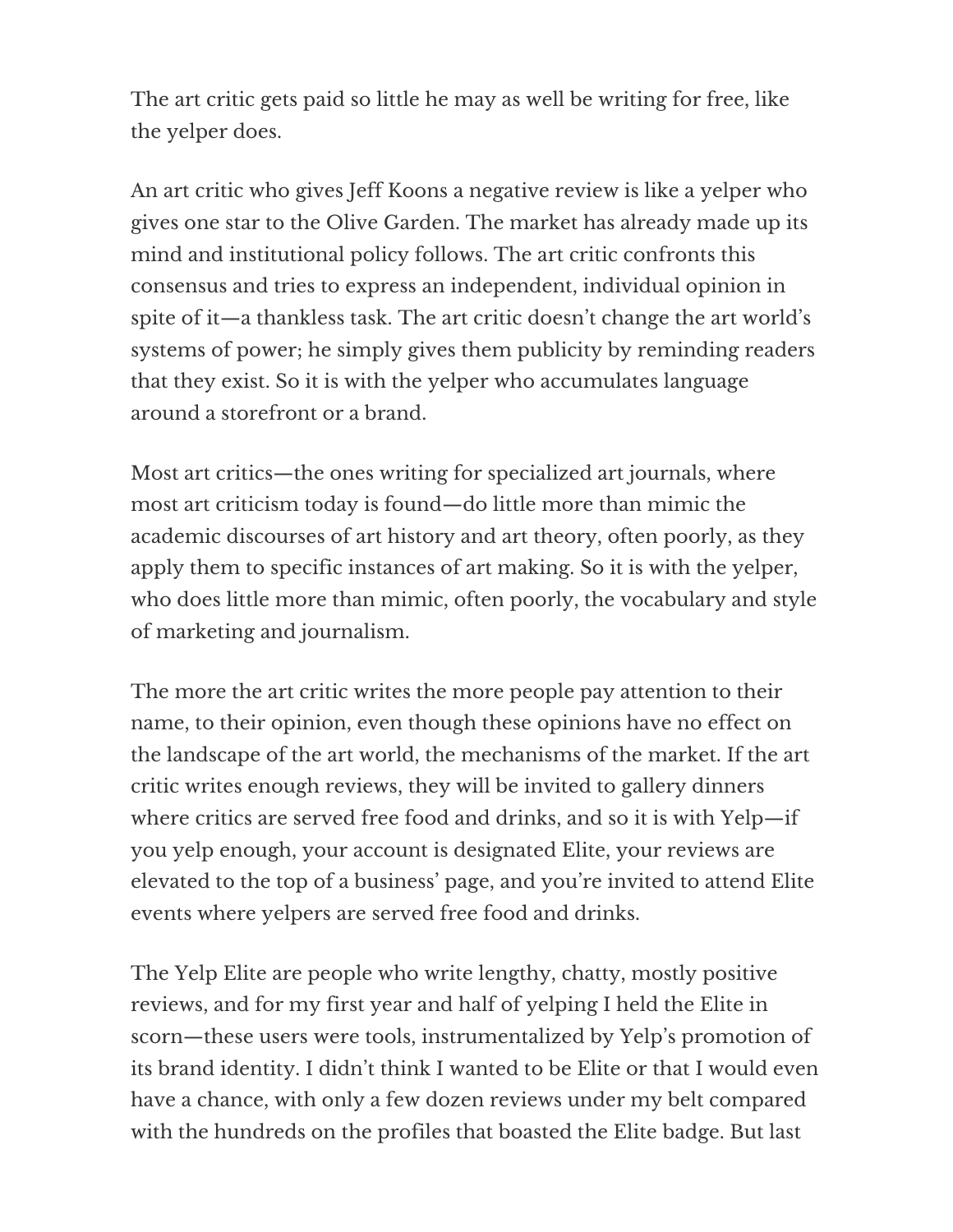The art critic gets paid so little he may as well be writing for free, like the yelper does.

An art critic who gives Jeff Koons a negative review is like a yelper who gives one star to the Olive Garden. The market has already made up its mind and institutional policy follows. The art critic confronts this consensus and tries to express an independent, individual opinion in spite of it—a thankless task. The art critic doesn't change the art world's systems of power; he simply gives them publicity by reminding readers that they exist. So it is with the yelper who accumulates language around a storefront or a brand.

Most art critics—the ones writing for specialized art journals, where most art criticism today is found—do little more than mimic the academic discourses of art history and art theory, often poorly, as they apply them to specific instances of art making. So it is with the yelper, who does little more than mimic, often poorly, the vocabulary and style of marketing and journalism.

The more the art critic writes the more people pay attention to their name, to their opinion, even though these opinions have no effect on the landscape of the art world, the mechanisms of the market. If the art critic writes enough reviews, they will be invited to gallery dinners where critics are served free food and drinks, and so it is with Yelp—if you yelp enough, your account is designated Elite, your reviews are elevated to the top of a business' page, and you're invited to attend Elite events where yelpers are served free food and drinks.

The Yelp Elite are people who write lengthy, chatty, mostly positive reviews, and for my first year and half of yelping I held the Elite in scorn—these users were tools, instrumentalized by Yelp's promotion of its brand identity. I didn't think I wanted to be Elite or that I would even have a chance, with only a few dozen reviews under my belt compared with the hundreds on the profiles that boasted the Elite badge. But last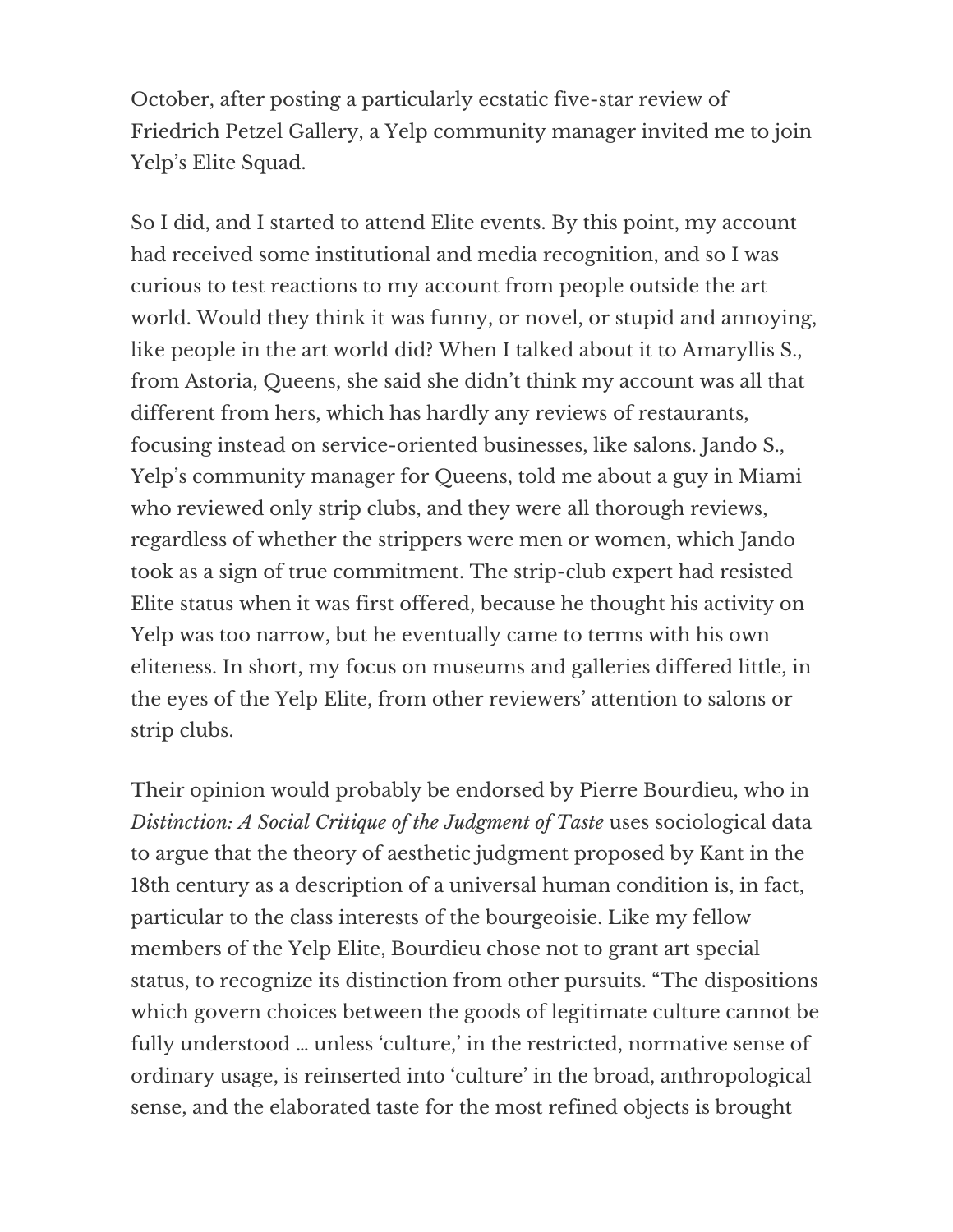October, after posting a particularly ecstatic five-star review of Friedrich Petzel Gallery, a Yelp community manager invited me to join Yelp's Elite Squad.

So I did, and I started to attend Elite events. By this point, my account had received some institutional and media recognition, and so I was curious to test reactions to my account from people outside the art world. Would they think it was funny, or novel, or stupid and annoying, like people in the art world did? When I talked about it to Amaryllis S., from Astoria, Queens, she said she didn't think my account was all that different from hers, which has hardly any reviews of restaurants, focusing instead on service-oriented businesses, like salons. Jando S., Yelp's community manager for Queens, told me about a guy in Miami who reviewed only strip clubs, and they were all thorough reviews, regardless of whether the strippers were men or women, which Jando took as a sign of true commitment. The strip-club expert had resisted Elite status when it was first offered, because he thought his activity on Yelp was too narrow, but he eventually came to terms with his own eliteness. In short, my focus on museums and galleries differed little, in the eyes of the Yelp Elite, from other reviewers' attention to salons or strip clubs.

Their opinion would probably be endorsed by Pierre Bourdieu, who in *Distinction: A Social Critique of the Judgment of Taste* uses sociological data to argue that the theory of aesthetic judgment proposed by Kant in the 18th century as a description of a universal human condition is, in fact, particular to the class interests of the bourgeoisie. Like my fellow members of the Yelp Elite, Bourdieu chose not to grant art special status, to recognize its distinction from other pursuits. "The dispositions which govern choices between the goods of legitimate culture cannot be fully understood … unless 'culture,' in the restricted, normative sense of ordinary usage, is reinserted into 'culture' in the broad, anthropological sense, and the elaborated taste for the most refined objects is brought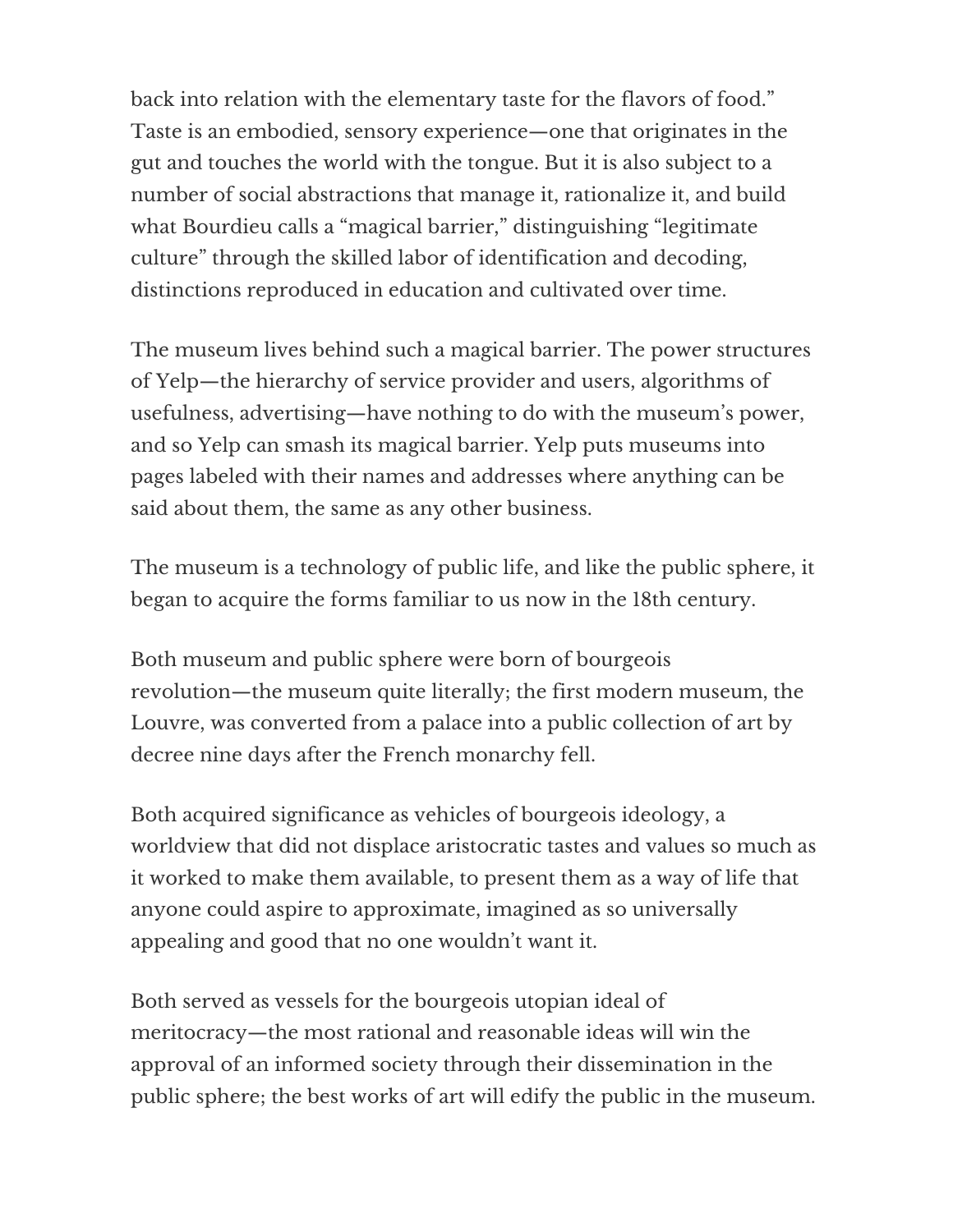back into relation with the elementary taste for the flavors of food." Taste is an embodied, sensory experience—one that originates in the gut and touches the world with the tongue. But it is also subject to a number of social abstractions that manage it, rationalize it, and build what Bourdieu calls a "magical barrier," distinguishing "legitimate culture" through the skilled labor of identification and decoding, distinctions reproduced in education and cultivated over time.

The museum lives behind such a magical barrier. The power structures of Yelp—the hierarchy of service provider and users, algorithms of usefulness, advertising—have nothing to do with the museum's power, and so Yelp can smash its magical barrier. Yelp puts museums into pages labeled with their names and addresses where anything can be said about them, the same as any other business.

The museum is a technology of public life, and like the public sphere, it began to acquire the forms familiar to us now in the 18th century.

Both museum and public sphere were born of bourgeois revolution—the museum quite literally; the first modern museum, the Louvre, was converted from a palace into a public collection of art by decree nine days after the French monarchy fell.

Both acquired significance as vehicles of bourgeois ideology, a worldview that did not displace aristocratic tastes and values so much as it worked to make them available, to present them as a way of life that anyone could aspire to approximate, imagined as so universally appealing and good that no one wouldn't want it.

Both served as vessels for the bourgeois utopian ideal of meritocracy—the most rational and reasonable ideas will win the approval of an informed society through their dissemination in the public sphere; the best works of art will edify the public in the museum.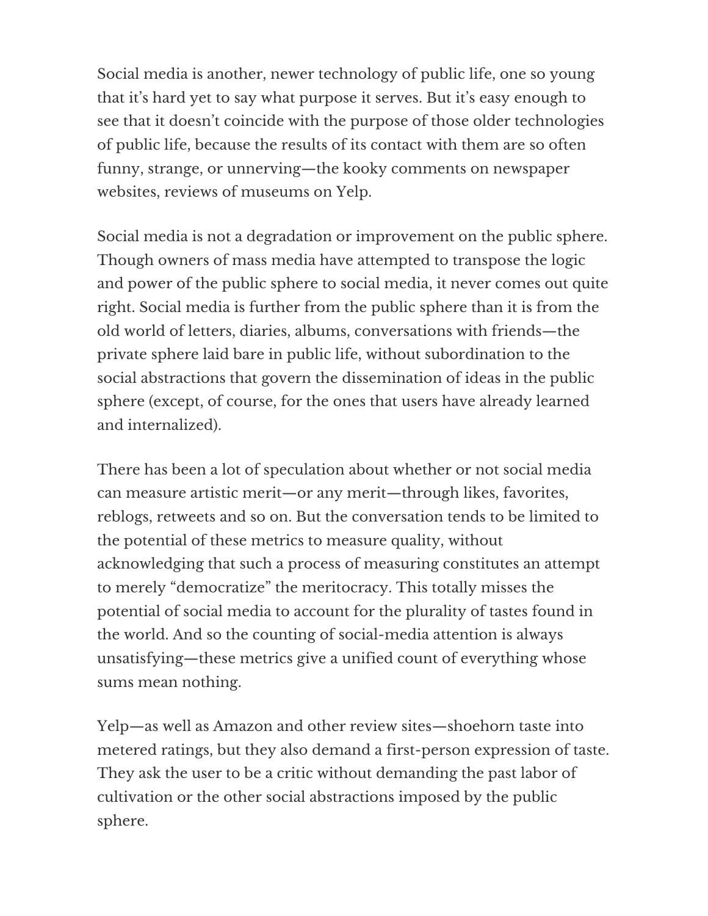Social media is another, newer technology of public life, one so young that it's hard yet to say what purpose it serves. But it's easy enough to see that it doesn't coincide with the purpose of those older technologies of public life, because the results of its contact with them are so often funny, strange, or unnerving—the kooky comments on newspaper websites, reviews of museums on Yelp.

Social media is not a degradation or improvement on the public sphere. Though owners of mass media have attempted to transpose the logic and power of the public sphere to social media, it never comes out quite right. Social media is further from the public sphere than it is from the old world of letters, diaries, albums, conversations with friends—the private sphere laid bare in public life, without subordination to the social abstractions that govern the dissemination of ideas in the public sphere (except, of course, for the ones that users have already learned and internalized).

There has been a lot of speculation about whether or not social media can measure artistic merit—or any merit—through likes, favorites, reblogs, retweets and so on. But the conversation tends to be limited to the potential of these metrics to measure quality, without acknowledging that such a process of measuring constitutes an attempt to merely "democratize" the meritocracy. This totally misses the potential of social media to account for the plurality of tastes found in the world. And so the counting of social-media attention is always unsatisfying—these metrics give a unified count of everything whose sums mean nothing.

Yelp—as well as Amazon and other review sites—shoehorn taste into metered ratings, but they also demand a first-person expression of taste. They ask the user to be a critic without demanding the past labor of cultivation or the other social abstractions imposed by the public sphere.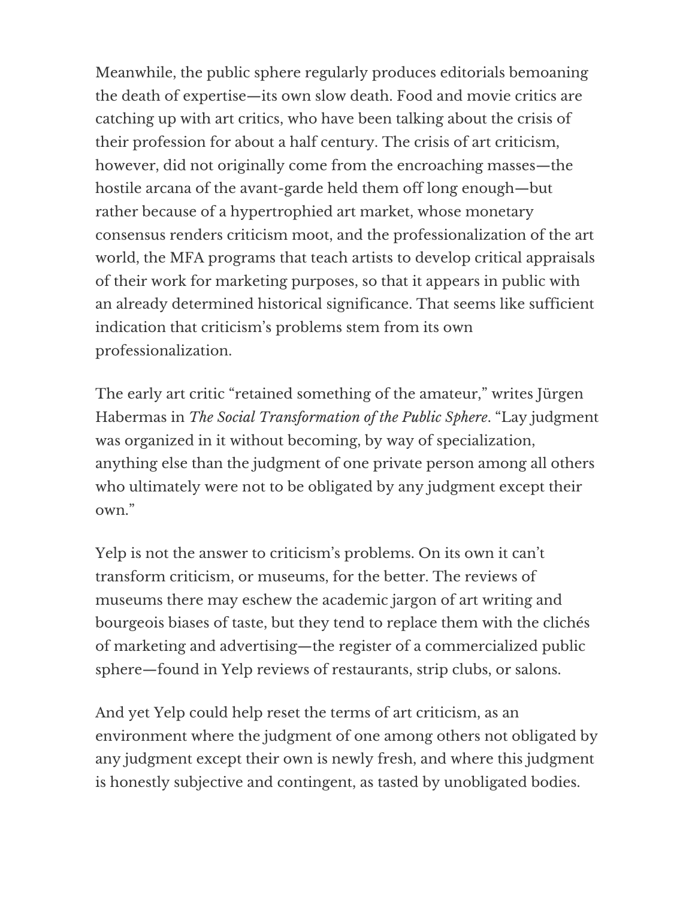Meanwhile, the public sphere regularly produces editorials bemoaning the death of expertise—its own slow death. Food and movie critics are catching up with art critics, who have been talking about the crisis of their profession for about a half century. The crisis of art criticism, however, did not originally come from the encroaching masses—the hostile arcana of the avant-garde held them off long enough—but rather because of a hypertrophied art market, whose monetary consensus renders criticism moot, and the professionalization of the art world, the MFA programs that teach artists to develop critical appraisals of their work for marketing purposes, so that it appears in public with an already determined historical significance. That seems like sufficient indication that criticism's problems stem from its own professionalization.

The early art critic "retained something of the amateur," writes Jürgen Habermas in *The Social Transformation of the Public Sphere*. "Lay judgment was organized in it without becoming, by way of specialization, anything else than the judgment of one private person among all others who ultimately were not to be obligated by any judgment except their own."

Yelp is not the answer to criticism's problems. On its own it can't transform criticism, or museums, for the better. The reviews of museums there may eschew the academic jargon of art writing and bourgeois biases of taste, but they tend to replace them with the clichés of marketing and advertising—the register of a commercialized public sphere—found in Yelp reviews of restaurants, strip clubs, or salons.

And yet Yelp could help reset the terms of art criticism, as an environment where the judgment of one among others not obligated by any judgment except their own is newly fresh, and where this judgment is honestly subjective and contingent, as tasted by unobligated bodies.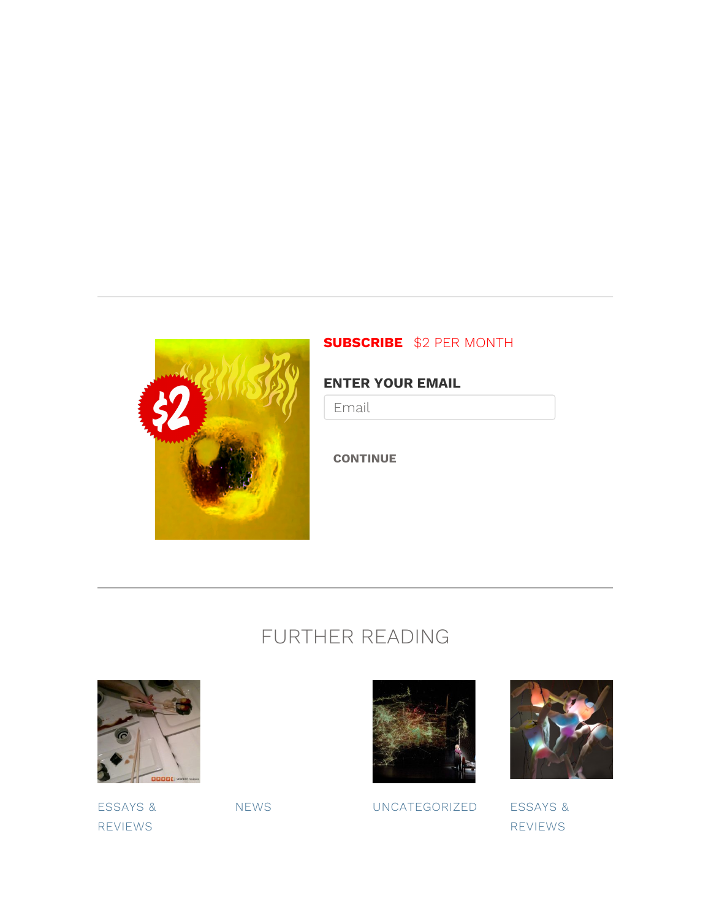**SUBSCRIBE** $2 PER MONTH

**ENTER YOUR EMAIL**

Email

**CONTINUE**

---

## FURTHER READING

ESSAYS & REVIEWS

NEWS

UNCATEGORIZED

ESSAYS & REVIEWS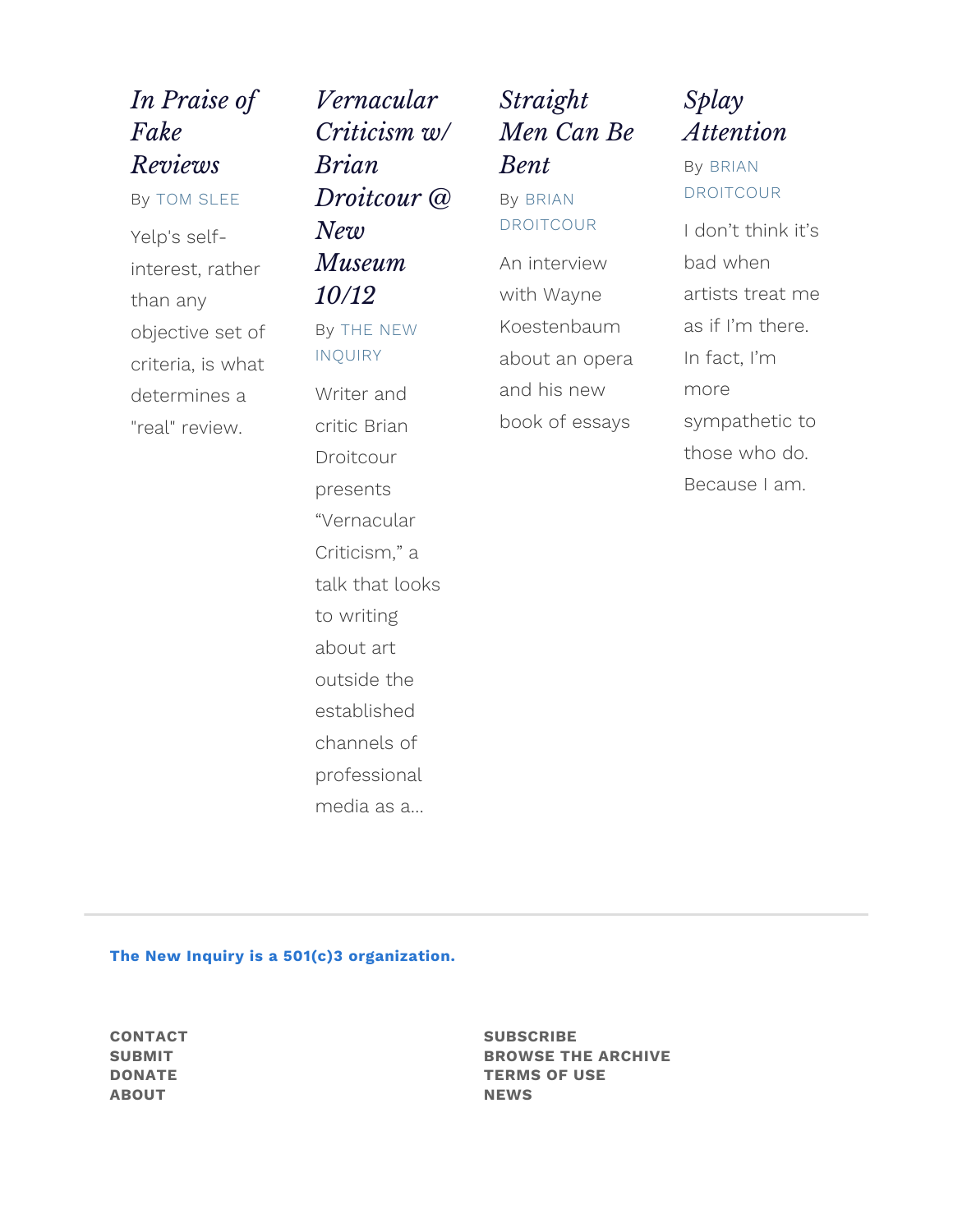### *In Praise of Fake Reviews*

By TOM SLEE

Yelp's self-interest, rather than any objective set of criteria, is what determines a "real" review.

### *Vernacular Criticism w/ Brian Droitcour @ New Museum 10/12*

By THE NEW INQUIRY

Writer and critic Brian Droitcour presents “Vernacular Criticism,” a talk that looks to writing about art outside the established channels of professional media as a...

### *Straight Men Can Be Bent*

By BRIAN DROITCOUR

An interview with Wayne Koestenbaum about an opera and his new book of essays

### *Splay Attention*

By BRIAN DROITCOUR

I don’t think it’s bad when artists treat me as if I’m there. In fact, I’m more sympathetic to those who do. Because I am.

---

**The New Inquiry is a 501(c)3 organization.**

**CONTACT**
**SUBMIT**
**DONATE**
**ABOUT**

**SUBSCRIBE**
**BROWSE THE ARCHIVE**
**TERMS OF USE**
**NEWS**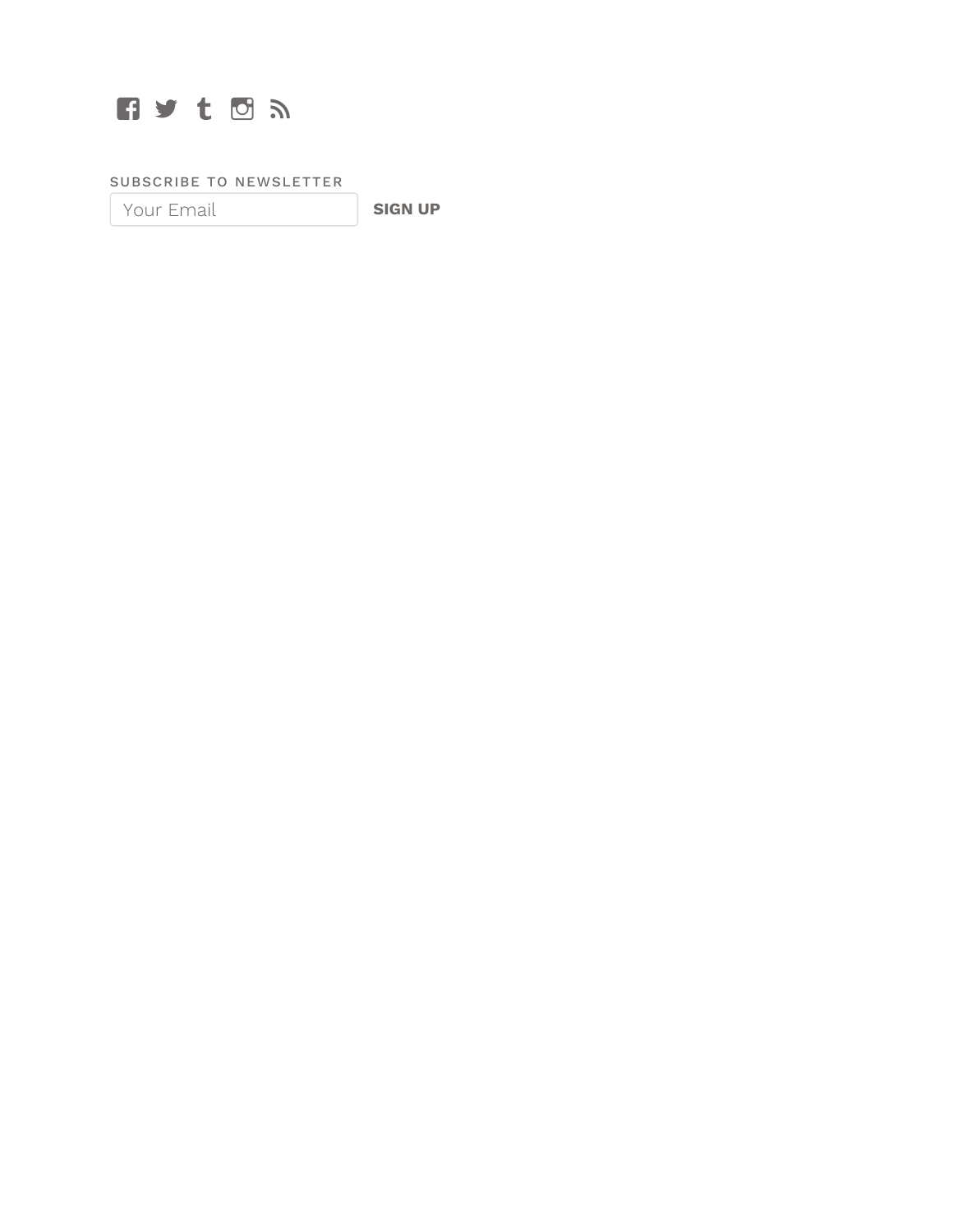SUBSCRIBE TO NEWSLETTER

Your Email

SIGN UP